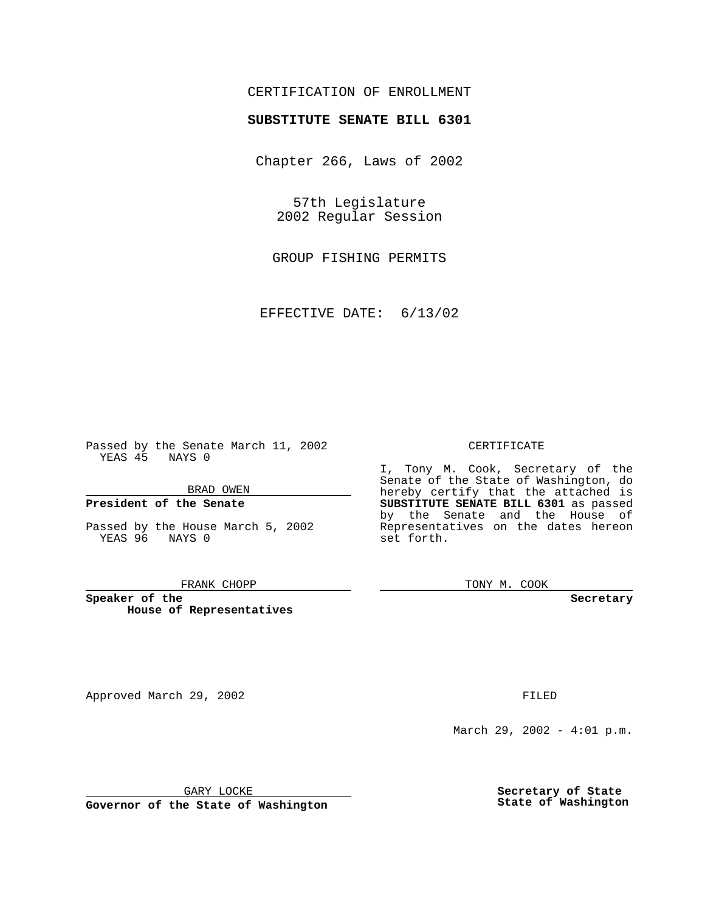CERTIFICATION OF ENROLLMENT

**SUBSTITUTE SENATE BILL 6301**

Chapter 266, Laws of 2002

57th Legislature
2002 Regular Session

GROUP FISHING PERMITS

EFFECTIVE DATE: 6/13/02

Passed by the Senate March 11, 2002
YEAS 45 NAYS 0

BRAD OWEN

**President of the Senate**

Passed by the House March 5, 2002
YEAS 96 NAYS 0

FRANK CHOPP

**Speaker of the House of Representatives**

CERTIFICATE

I, Tony M. Cook, Secretary of the Senate of the State of Washington, do hereby certify that the attached is **SUBSTITUTE SENATE BILL 6301** as passed by the Senate and the House of Representatives on the dates hereon set forth.

TONY M. COOK

**Secretary**

Approved March 29, 2002

GARY LOCKE

**Governor of the State of Washington**

FILED

March 29, 2002 - 4:01 p.m.

**Secretary of State
State of Washington**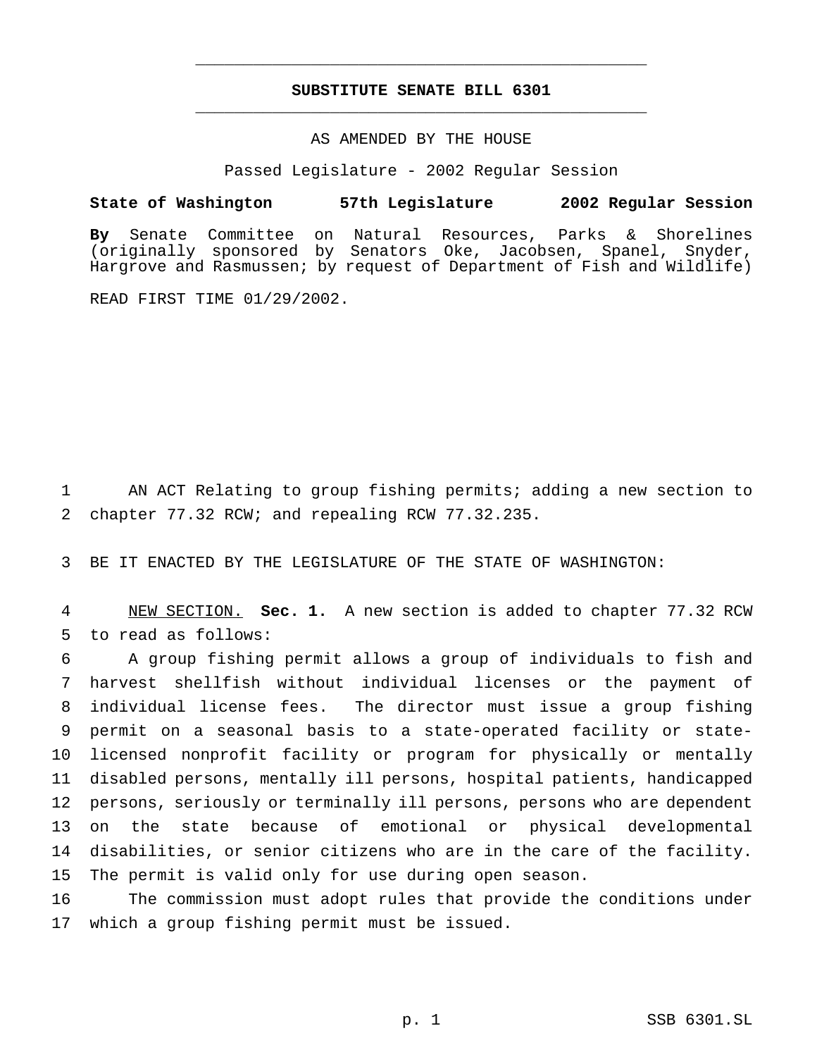# SUBSTITUTE SENATE BILL 6301

AS AMENDED BY THE HOUSE

Passed Legislature - 2002 Regular Session

**State of Washington 57th Legislature 2002 Regular Session**

**By** Senate Committee on Natural Resources, Parks & Shorelines (originally sponsored by Senators Oke, Jacobsen, Spanel, Snyder, Hargrove and Rasmussen; by request of Department of Fish and Wildlife)

READ FIRST TIME 01/29/2002.

1 AN ACT Relating to group fishing permits; adding a new section to
2 chapter 77.32 RCW; and repealing RCW 77.32.235.

3 BE IT ENACTED BY THE LEGISLATURE OF THE STATE OF WASHINGTON:

4 NEW SECTION. **Sec. 1.** A new section is added to chapter 77.32 RCW
5 to read as follows:

6 A group fishing permit allows a group of individuals to fish and
7 harvest shellfish without individual licenses or the payment of
8 individual license fees. The director must issue a group fishing
9 permit on a seasonal basis to a state-operated facility or state-
10 licensed nonprofit facility or program for physically or mentally
11 disabled persons, mentally ill persons, hospital patients, handicapped
12 persons, seriously or terminally ill persons, persons who are dependent
13 on the state because of emotional or physical developmental
14 disabilities, or senior citizens who are in the care of the facility.
15 The permit is valid only for use during open season.

16 The commission must adopt rules that provide the conditions under
17 which a group fishing permit must be issued.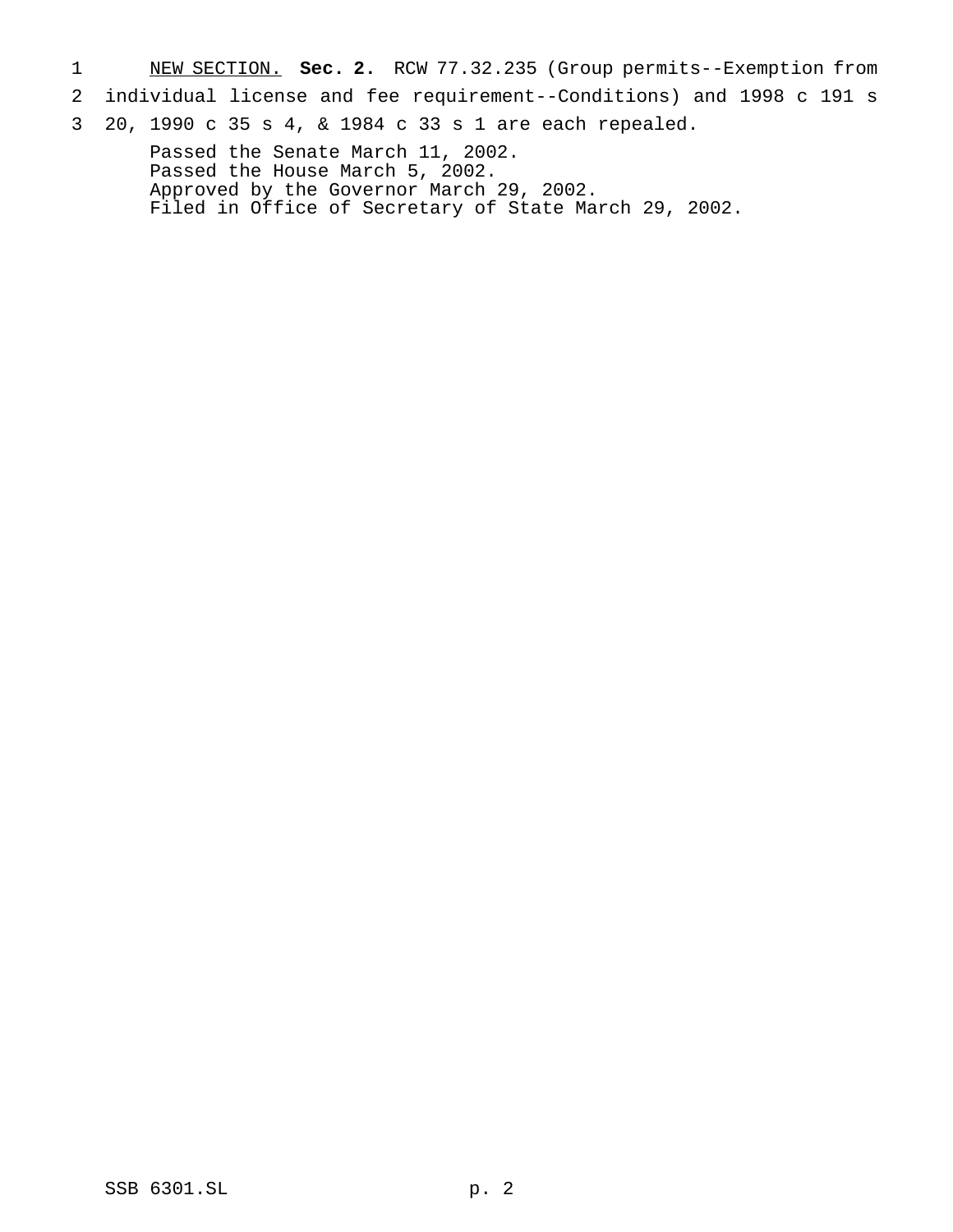NEW SECTION. **Sec. 2.** RCW 77.32.235 (Group permits--Exemption from individual license and fee requirement--Conditions) and 1998 c 191 s 20, 1990 c 35 s 4, & 1984 c 33 s 1 are each repealed.

Passed the Senate March 11, 2002.
Passed the House March 5, 2002.
Approved by the Governor March 29, 2002.
Filed in Office of Secretary of State March 29, 2002.